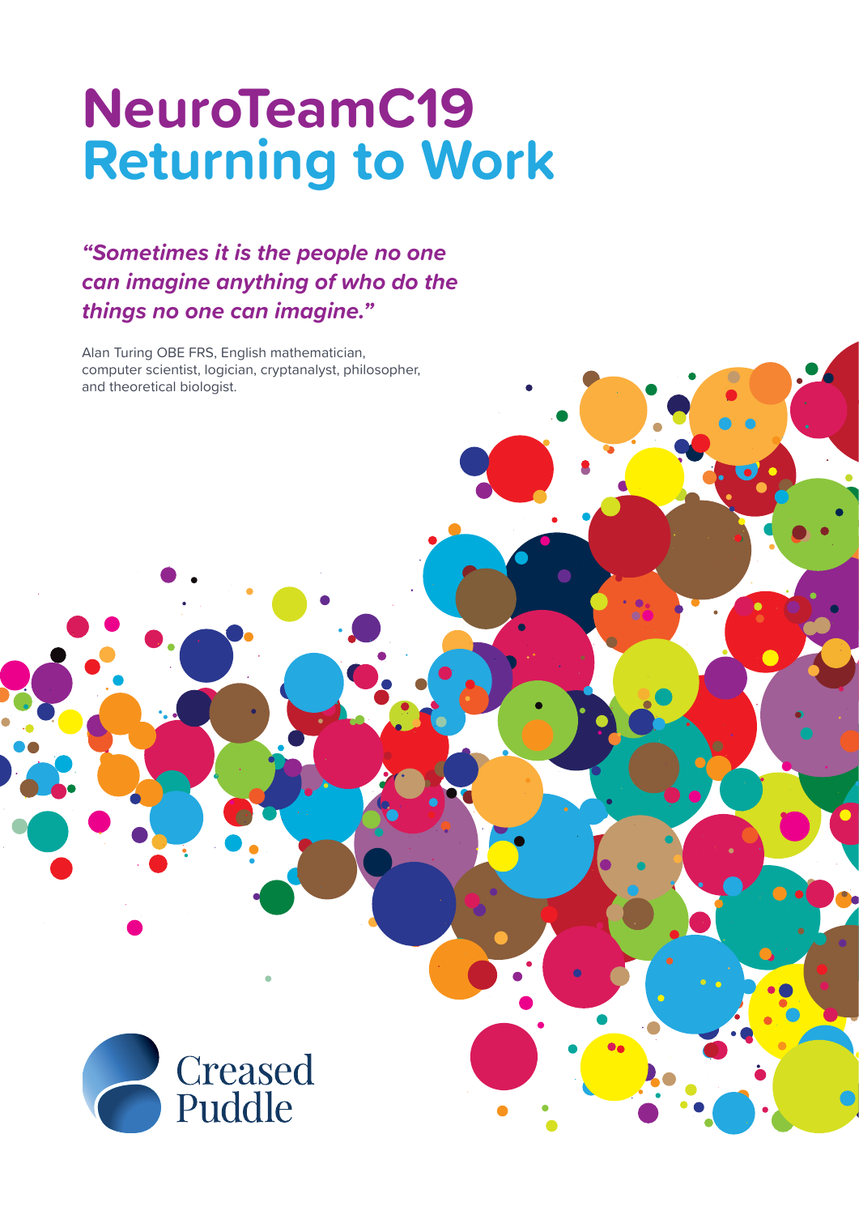# NeuroTeamC19
# Returning to Work

***"Sometimes it is the people no one can imagine anything of who do the things no one can imagine."***

Alan Turing OBE FRS, English mathematician, computer scientist, logician, cryptanalyst, philosopher, and theoretical biologist.

Creased Puddle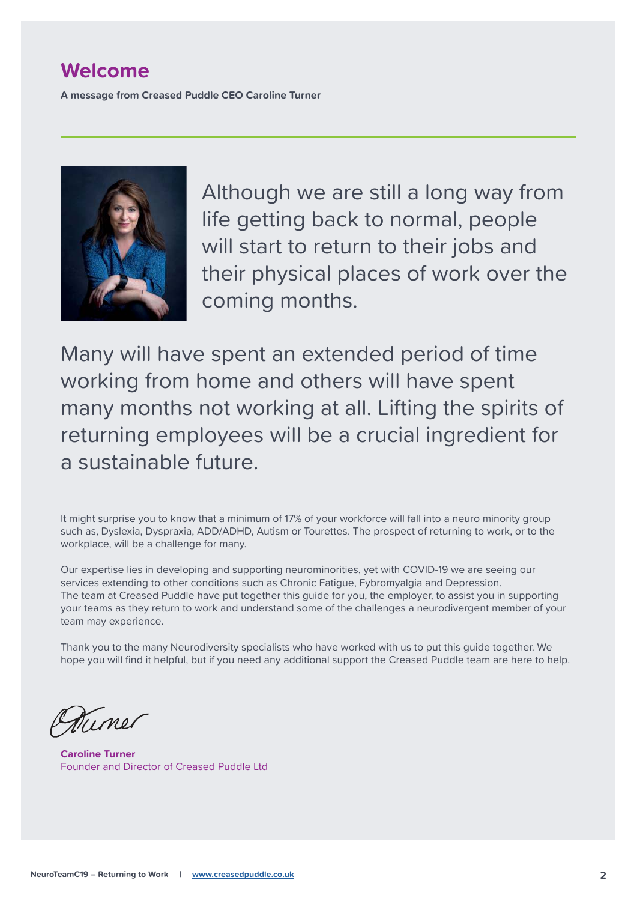# Welcome

**A message from Creased Puddle CEO Caroline Turner**

Although we are still a long way from life getting back to normal, people will start to return to their jobs and their physical places of work over the coming months.

Many will have spent an extended period of time working from home and others will have spent many months not working at all. Lifting the spirits of returning employees will be a crucial ingredient for a sustainable future.

It might surprise you to know that a minimum of 17% of your workforce will fall into a neuro minority group such as, Dyslexia, Dyspraxia, ADD/ADHD, Autism or Tourettes. The prospect of returning to work, or to the workplace, will be a challenge for many.

Our expertise lies in developing and supporting neurominorities, yet with COVID-19 we are seeing our services extending to other conditions such as Chronic Fatigue, Fybromyalgia and Depression. The team at Creased Puddle have put together this guide for you, the employer, to assist you in supporting your teams as they return to work and understand some of the challenges a neurodivergent member of your team may experience.

Thank you to the many Neurodiversity specialists who have worked with us to put this guide together. We hope you will find it helpful, but if you need any additional support the Creased Puddle team are here to help.

CTurner

**Caroline Turner**
Founder and Director of Creased Puddle Ltd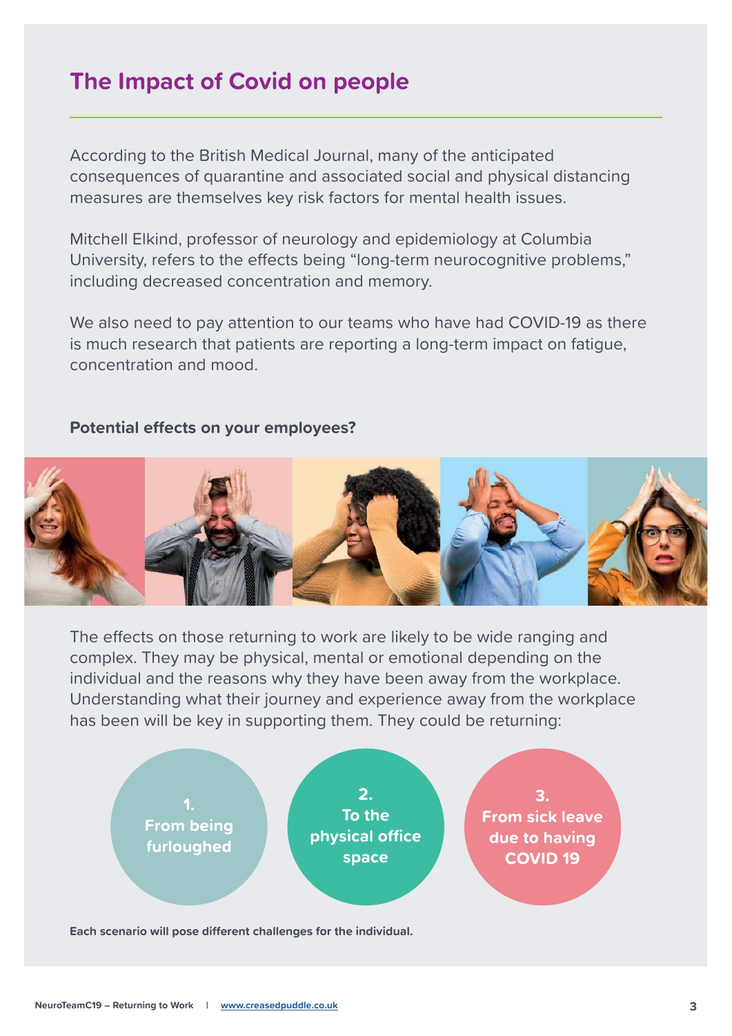## The Impact of Covid on people

According to the British Medical Journal, many of the anticipated consequences of quarantine and associated social and physical distancing measures are themselves key risk factors for mental health issues.

Mitchell Elkind, professor of neurology and epidemiology at Columbia University, refers to the effects being "long-term neurocognitive problems," including decreased concentration and memory.

We also need to pay attention to our teams who have had COVID-19 as there is much research that patients are reporting a long-term impact on fatigue, concentration and mood.

**Potential effects on your employees?**

The effects on those returning to work are likely to be wide ranging and complex. They may be physical, mental or emotional depending on the individual and the reasons why they have been away from the workplace. Understanding what their journey and experience away from the workplace has been will be key in supporting them. They could be returning:

1. From being furloughed
2. To the physical office space
3. From sick leave due to having COVID 19

**Each scenario will pose different challenges for the individual.**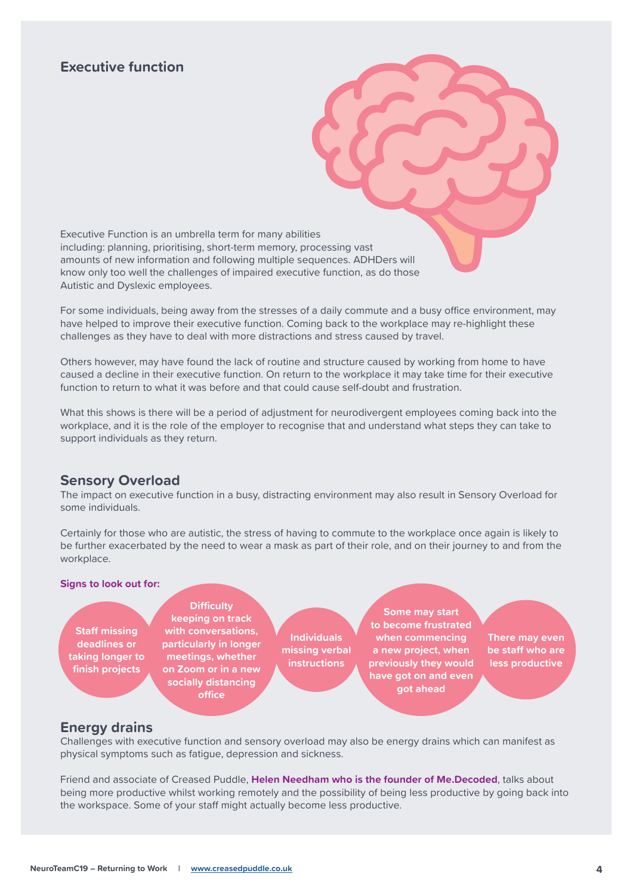## Executive function

Executive Function is an umbrella term for many abilities including: planning, prioritising, short-term memory, processing vast amounts of new information and following multiple sequences. ADHDers will know only too well the challenges of impaired executive function, as do those Autistic and Dyslexic employees.

For some individuals, being away from the stresses of a daily commute and a busy office environment, may have helped to improve their executive function. Coming back to the workplace may re-highlight these challenges as they have to deal with more distractions and stress caused by travel.

Others however, may have found the lack of routine and structure caused by working from home to have caused a decline in their executive function. On return to the workplace it may take time for their executive function to return to what it was before and that could cause self-doubt and frustration.

What this shows is there will be a period of adjustment for neurodivergent employees coming back into the workplace, and it is the role of the employer to recognise that and understand what steps they can take to support individuals as they return.

## Sensory Overload

The impact on executive function in a busy, distracting environment may also result in Sensory Overload for some individuals.

Certainly for those who are autistic, the stress of having to commute to the workplace once again is likely to be further exacerbated by the need to wear a mask as part of their role, and on their journey to and from the workplace.

**Signs to look out for:**

- **Staff missing deadlines or taking longer to finish projects**
- **Difficulty keeping on track with conversations, particularly in longer meetings, whether on Zoom or in a new socially distancing office**
- **Individuals missing verbal instructions**
- **Some may start to become frustrated when commencing a new project, when previously they would have got on and even got ahead**
- **There may even be staff who are less productive**

## Energy drains

Challenges with executive function and sensory overload may also be energy drains which can manifest as physical symptoms such as fatigue, depression and sickness.

Friend and associate of Creased Puddle, **Helen Needham who is the founder of Me.Decoded**, talks about being more productive whilst working remotely and the possibility of being less productive by going back into the workspace. Some of your staff might actually become less productive.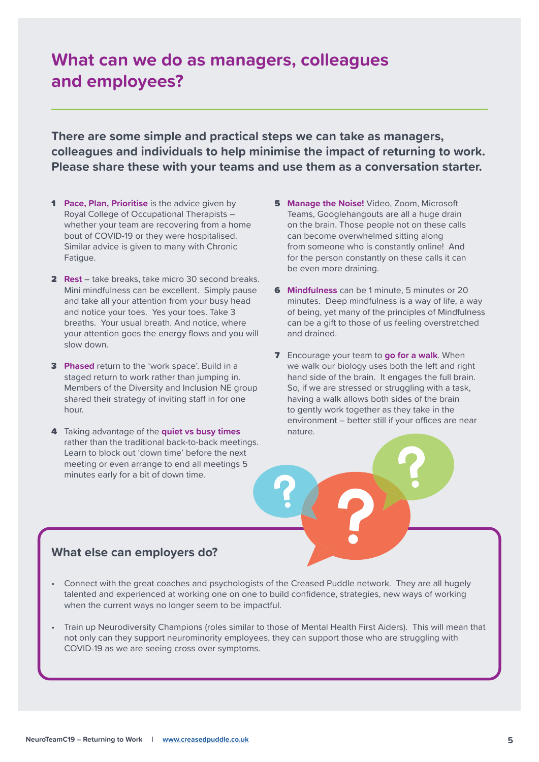## What can we do as managers, colleagues and employees?

**There are some simple and practical steps we can take as managers, colleagues and individuals to help minimise the impact of returning to work. Please share these with your teams and use them as a conversation starter.**

1. **Pace, Plan, Prioritise** is the advice given by Royal College of Occupational Therapists – whether your team are recovering from a home bout of COVID-19 or they were hospitalised. Similar advice is given to many with Chronic Fatigue.

2. **Rest** – take breaks, take micro 30 second breaks. Mini mindfulness can be excellent. Simply pause and take all your attention from your busy head and notice your toes. Yes your toes. Take 3 breaths. Your usual breath. And notice, where your attention goes the energy flows and you will slow down.

3. **Phased** return to the 'work space'. Build in a staged return to work rather than jumping in. Members of the Diversity and Inclusion NE group shared their strategy of inviting staff in for one hour.

4. Taking advantage of the **quiet vs busy times** rather than the traditional back-to-back meetings. Learn to block out 'down time' before the next meeting or even arrange to end all meetings 5 minutes early for a bit of down time.

5. **Manage the Noise!** Video, Zoom, Microsoft Teams, Googlehangouts are all a huge drain on the brain. Those people not on these calls can become overwhelmed sitting along from someone who is constantly online! And for the person constantly on these calls it can be even more draining.

6. **Mindfulness** can be 1 minute, 5 minutes or 20 minutes. Deep mindfulness is a way of life, a way of being, yet many of the principles of Mindfulness can be a gift to those of us feeling overstretched and drained.

7. Encourage your team to **go for a walk**. When we walk our biology uses both the left and right hand side of the brain. It engages the full brain. So, if we are stressed or struggling with a task, having a walk allows both sides of the brain to gently work together as they take in the environment – better still if your offices are near nature.

### What else can employers do?

- Connect with the great coaches and psychologists of the Creased Puddle network. They are all hugely talented and experienced at working one on one to build confidence, strategies, new ways of working when the current ways no longer seem to be impactful.

- Train up Neurodiversity Champions (roles similar to those of Mental Health First Aiders). This will mean that not only can they support neurominority employees, they can support those who are struggling with COVID-19 as we are seeing cross over symptoms.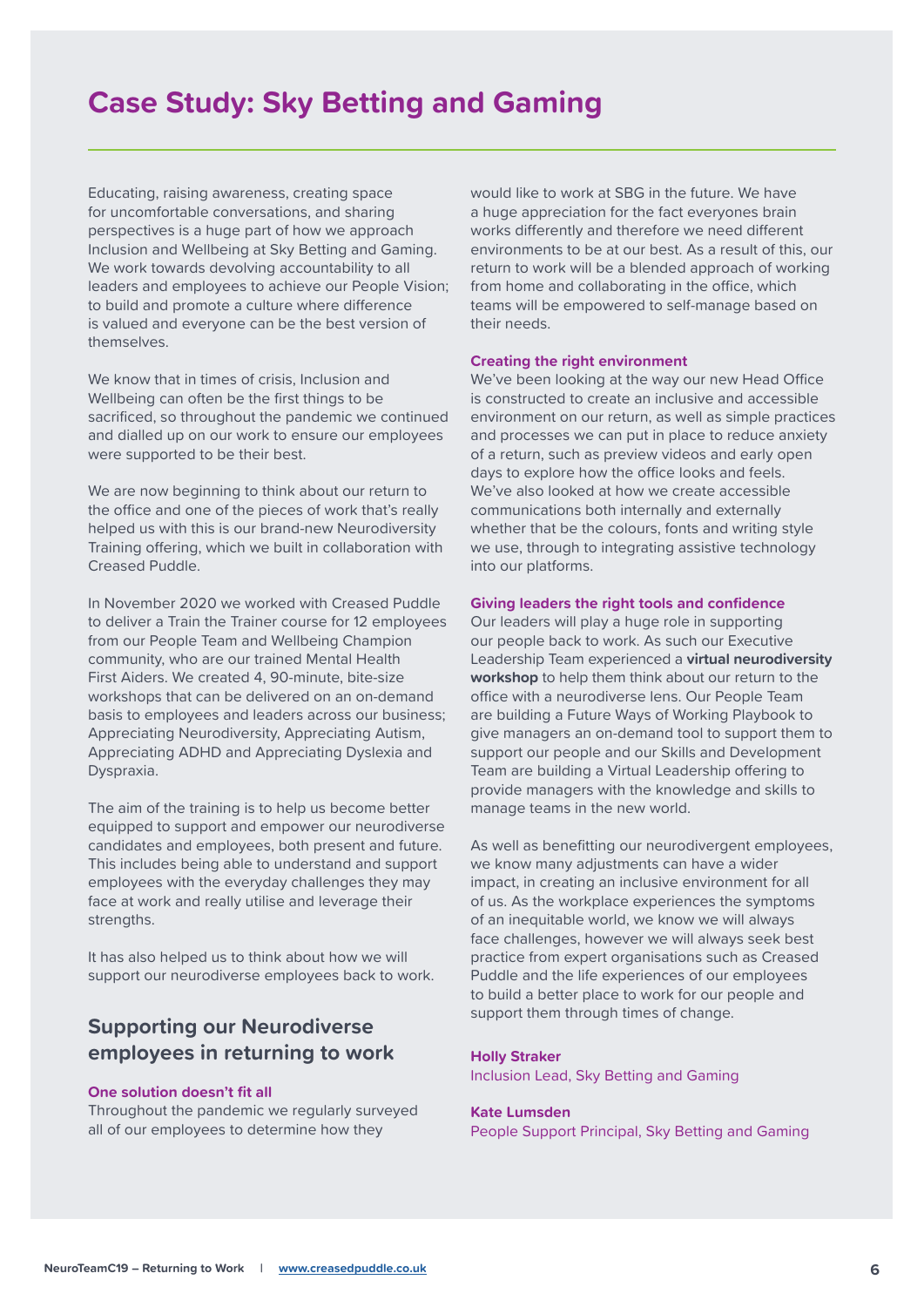# Case Study: Sky Betting and Gaming

Educating, raising awareness, creating space for uncomfortable conversations, and sharing perspectives is a huge part of how we approach Inclusion and Wellbeing at Sky Betting and Gaming. We work towards devolving accountability to all leaders and employees to achieve our People Vision; to build and promote a culture where difference is valued and everyone can be the best version of themselves.

We know that in times of crisis, Inclusion and Wellbeing can often be the first things to be sacrificed, so throughout the pandemic we continued and dialled up on our work to ensure our employees were supported to be their best.

We are now beginning to think about our return to the office and one of the pieces of work that's really helped us with this is our brand-new Neurodiversity Training offering, which we built in collaboration with Creased Puddle.

In November 2020 we worked with Creased Puddle to deliver a Train the Trainer course for 12 employees from our People Team and Wellbeing Champion community, who are our trained Mental Health First Aiders. We created 4, 90-minute, bite-size workshops that can be delivered on an on-demand basis to employees and leaders across our business; Appreciating Neurodiversity, Appreciating Autism, Appreciating ADHD and Appreciating Dyslexia and Dyspraxia.

The aim of the training is to help us become better equipped to support and empower our neurodiverse candidates and employees, both present and future. This includes being able to understand and support employees with the everyday challenges they may face at work and really utilise and leverage their strengths.

It has also helped us to think about how we will support our neurodiverse employees back to work.

## Supporting our Neurodiverse employees in returning to work

### One solution doesn't fit all

Throughout the pandemic we regularly surveyed all of our employees to determine how they would like to work at SBG in the future. We have a huge appreciation for the fact everyones brain works differently and therefore we need different environments to be at our best. As a result of this, our return to work will be a blended approach of working from home and collaborating in the office, which teams will be empowered to self-manage based on their needs.

### Creating the right environment

We've been looking at the way our new Head Office is constructed to create an inclusive and accessible environment on our return, as well as simple practices and processes we can put in place to reduce anxiety of a return, such as preview videos and early open days to explore how the office looks and feels. We've also looked at how we create accessible communications both internally and externally whether that be the colours, fonts and writing style we use, through to integrating assistive technology into our platforms.

### Giving leaders the right tools and confidence

Our leaders will play a huge role in supporting our people back to work. As such our Executive Leadership Team experienced a **virtual neurodiversity workshop** to help them think about our return to the office with a neurodiverse lens. Our People Team are building a Future Ways of Working Playbook to give managers an on-demand tool to support them to support our people and our Skills and Development Team are building a Virtual Leadership offering to provide managers with the knowledge and skills to manage teams in the new world.

As well as benefitting our neurodivergent employees, we know many adjustments can have a wider impact, in creating an inclusive environment for all of us. As the workplace experiences the symptoms of an inequitable world, we know we will always face challenges, however we will always seek best practice from expert organisations such as Creased Puddle and the life experiences of our employees to build a better place to work for our people and support them through times of change.

**Holly Straker**
Inclusion Lead, Sky Betting and Gaming

**Kate Lumsden**
People Support Principal, Sky Betting and Gaming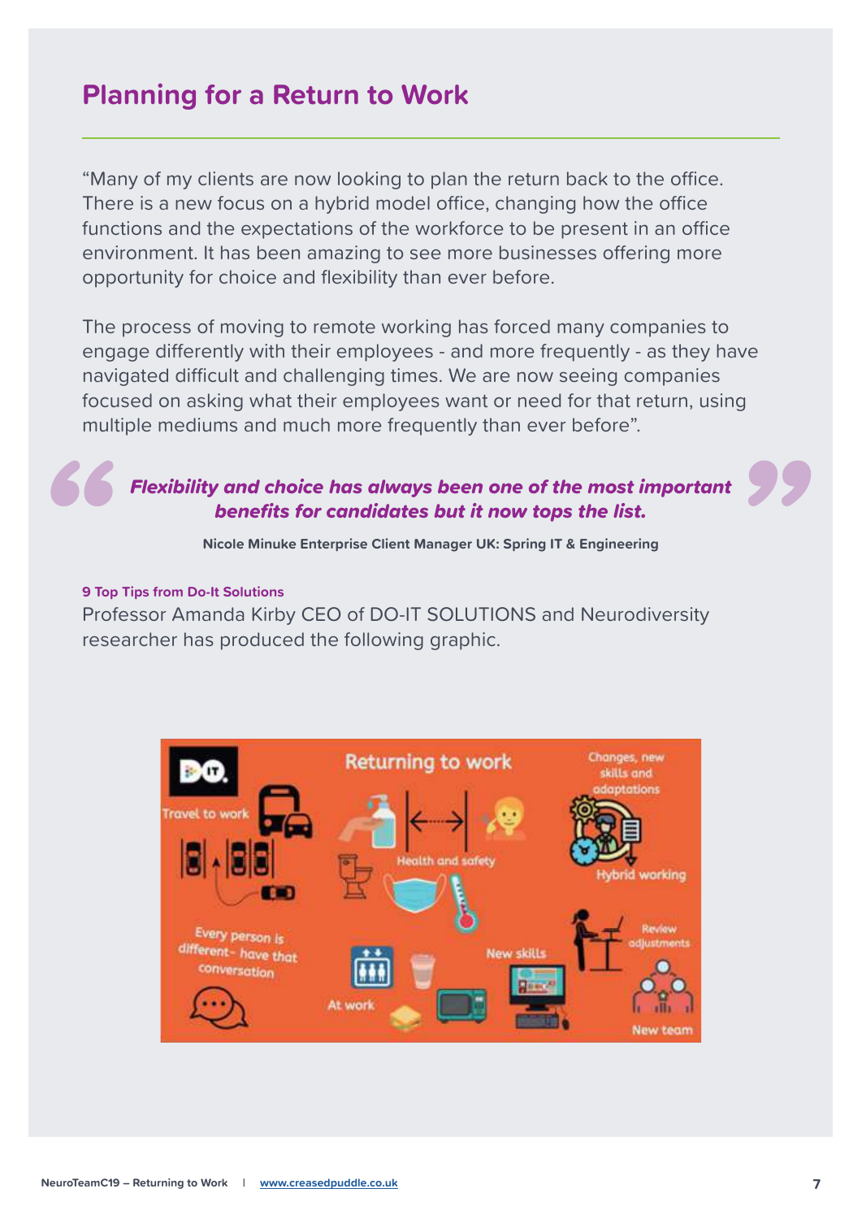## Planning for a Return to Work

"Many of my clients are now looking to plan the return back to the office. There is a new focus on a hybrid model office, changing how the office functions and the expectations of the workforce to be present in an office environment. It has been amazing to see more businesses offering more opportunity for choice and flexibility than ever before.

The process of moving to remote working has forced many companies to engage differently with their employees - and more frequently - as they have navigated difficult and challenging times. We are now seeing companies focused on asking what their employees want or need for that return, using multiple mediums and much more frequently than ever before".

> ***Flexibility and choice has always been one of the most important benefits for candidates but it now tops the list.***
>
> **Nicole Minuke Enterprise Client Manager UK: Spring IT & Engineering**

**9 Top Tips from Do-It Solutions**

Professor Amanda Kirby CEO of DO-IT SOLUTIONS and Neurodiversity researcher has produced the following graphic.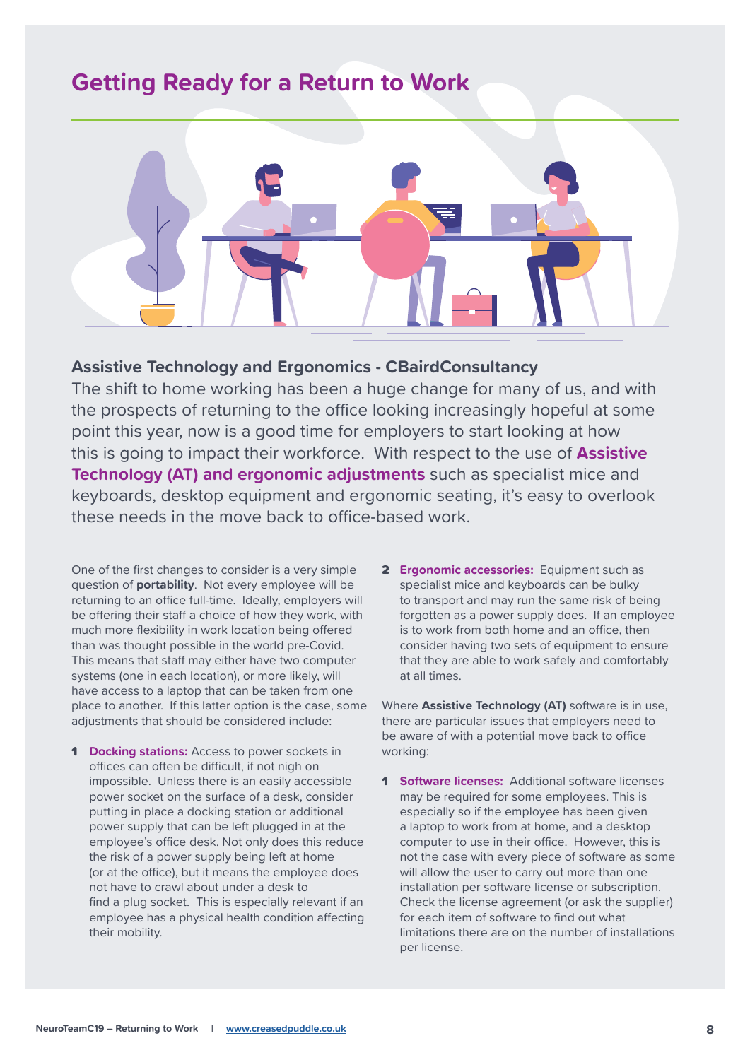# Getting Ready for a Return to Work

## Assistive Technology and Ergonomics - CBairdConsultancy

The shift to home working has been a huge change for many of us, and with the prospects of returning to the office looking increasingly hopeful at some point this year, now is a good time for employers to start looking at how this is going to impact their workforce. With respect to the use of **Assistive Technology (AT) and ergonomic adjustments** such as specialist mice and keyboards, desktop equipment and ergonomic seating, it's easy to overlook these needs in the move back to office-based work.

One of the first changes to consider is a very simple question of **portability**. Not every employee will be returning to an office full-time. Ideally, employers will be offering their staff a choice of how they work, with much more flexibility in work location being offered than was thought possible in the world pre-Covid. This means that staff may either have two computer systems (one in each location), or more likely, will have access to a laptop that can be taken from one place to another. If this latter option is the case, some adjustments that should be considered include:

1. **Docking stations:** Access to power sockets in offices can often be difficult, if not nigh on impossible. Unless there is an easily accessible power socket on the surface of a desk, consider putting in place a docking station or additional power supply that can be left plugged in at the employee's office desk. Not only does this reduce the risk of a power supply being left at home (or at the office), but it means the employee does not have to crawl about under a desk to find a plug socket. This is especially relevant if an employee has a physical health condition affecting their mobility.
2. **Ergonomic accessories:** Equipment such as specialist mice and keyboards can be bulky to transport and may run the same risk of being forgotten as a power supply does. If an employee is to work from both home and an office, then consider having two sets of equipment to ensure that they are able to work safely and comfortably at all times.

Where **Assistive Technology (AT)** software is in use, there are particular issues that employers need to be aware of with a potential move back to office working:

1. **Software licenses:** Additional software licenses may be required for some employees. This is especially so if the employee has been given a laptop to work from at home, and a desktop computer to use in their office. However, this is not the case with every piece of software as some will allow the user to carry out more than one installation per software license or subscription. Check the license agreement (or ask the supplier) for each item of software to find out what limitations there are on the number of installations per license.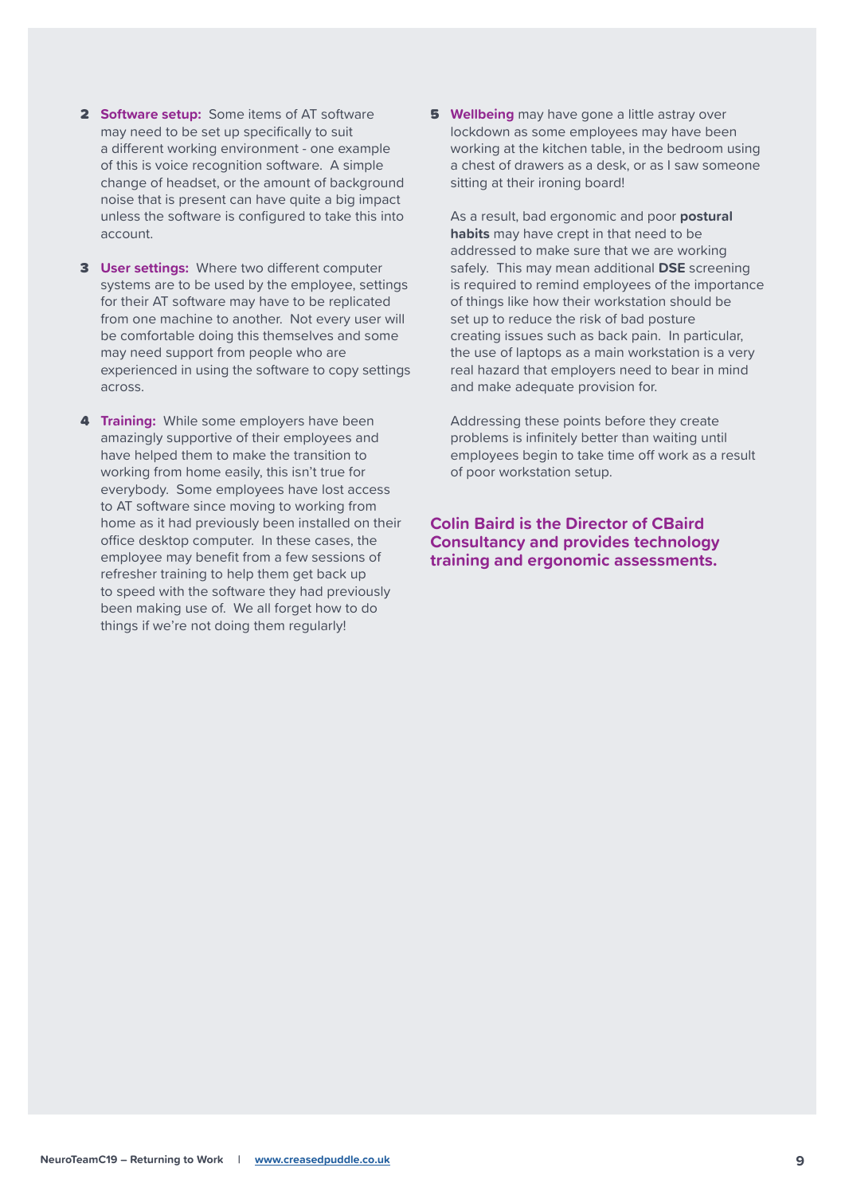2. **Software setup:** Some items of AT software may need to be set up specifically to suit a different working environment - one example of this is voice recognition software. A simple change of headset, or the amount of background noise that is present can have quite a big impact unless the software is configured to take this into account.

3. **User settings:** Where two different computer systems are to be used by the employee, settings for their AT software may have to be replicated from one machine to another. Not every user will be comfortable doing this themselves and some may need support from people who are experienced in using the software to copy settings across.

4. **Training:** While some employers have been amazingly supportive of their employees and have helped them to make the transition to working from home easily, this isn't true for everybody. Some employees have lost access to AT software since moving to working from home as it had previously been installed on their office desktop computer. In these cases, the employee may benefit from a few sessions of refresher training to help them get back up to speed with the software they had previously been making use of. We all forget how to do things if we're not doing them regularly!

5. **Wellbeing** may have gone a little astray over lockdown as some employees may have been working at the kitchen table, in the bedroom using a chest of drawers as a desk, or as I saw someone sitting at their ironing board!

   As a result, bad ergonomic and poor **postural habits** may have crept in that need to be addressed to make sure that we are working safely. This may mean additional **DSE** screening is required to remind employees of the importance of things like how their workstation should be set up to reduce the risk of bad posture creating issues such as back pain. In particular, the use of laptops as a main workstation is a very real hazard that employers need to bear in mind and make adequate provision for.

   Addressing these points before they create problems is infinitely better than waiting until employees begin to take time off work as a result of poor workstation setup.

**Colin Baird is the Director of CBaird Consultancy and provides technology training and ergonomic assessments.**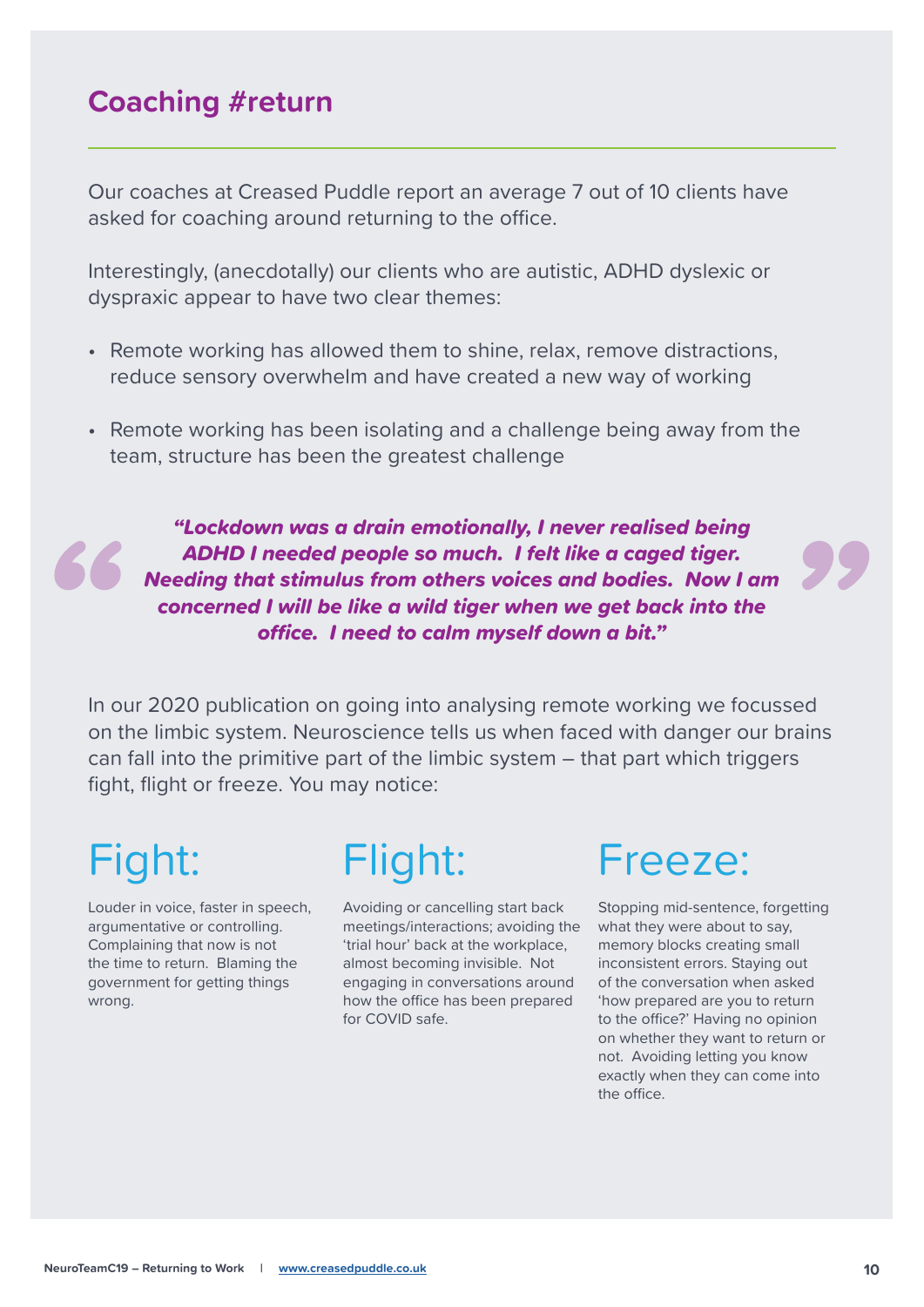## Coaching #return

Our coaches at Creased Puddle report an average 7 out of 10 clients have asked for coaching around returning to the office.

Interestingly, (anecdotally) our clients who are autistic, ADHD dyslexic or dyspraxic appear to have two clear themes:

- Remote working has allowed them to shine, relax, remove distractions, reduce sensory overwhelm and have created a new way of working
- Remote working has been isolating and a challenge being away from the team, structure has been the greatest challenge

> ***"Lockdown was a drain emotionally, I never realised being ADHD I needed people so much. I felt like a caged tiger. Needing that stimulus from others voices and bodies. Now I am concerned I will be like a wild tiger when we get back into the office. I need to calm myself down a bit."***

In our 2020 publication on going into analysing remote working we focussed on the limbic system. Neuroscience tells us when faced with danger our brains can fall into the primitive part of the limbic system – that part which triggers fight, flight or freeze. You may notice:

### Fight:

Louder in voice, faster in speech, argumentative or controlling. Complaining that now is not the time to return. Blaming the government for getting things wrong.

### Flight:

Avoiding or cancelling start back meetings/interactions; avoiding the 'trial hour' back at the workplace, almost becoming invisible. Not engaging in conversations around how the office has been prepared for COVID safe.

### Freeze:

Stopping mid-sentence, forgetting what they were about to say, memory blocks creating small inconsistent errors. Staying out of the conversation when asked 'how prepared are you to return to the office?' Having no opinion on whether they want to return or not. Avoiding letting you know exactly when they can come into the office.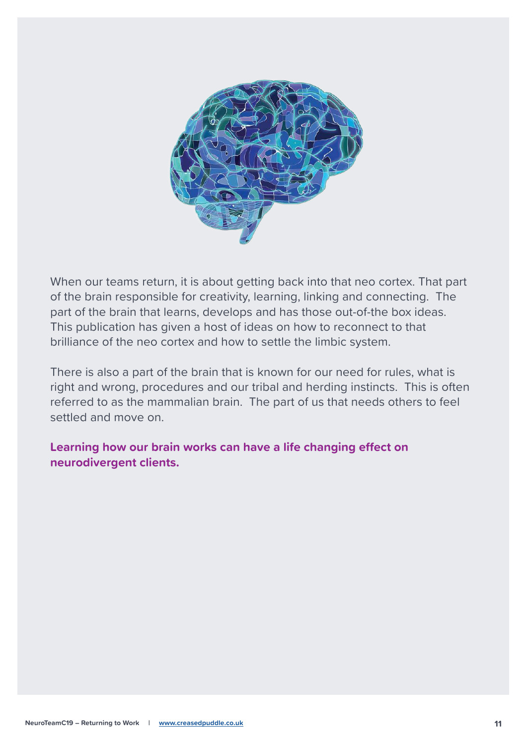When our teams return, it is about getting back into that neo cortex. That part of the brain responsible for creativity, learning, linking and connecting. The part of the brain that learns, develops and has those out-of-the box ideas. This publication has given a host of ideas on how to reconnect to that brilliance of the neo cortex and how to settle the limbic system.

There is also a part of the brain that is known for our need for rules, what is right and wrong, procedures and our tribal and herding instincts. This is often referred to as the mammalian brain. The part of us that needs others to feel settled and move on.

**Learning how our brain works can have a life changing effect on neurodivergent clients.**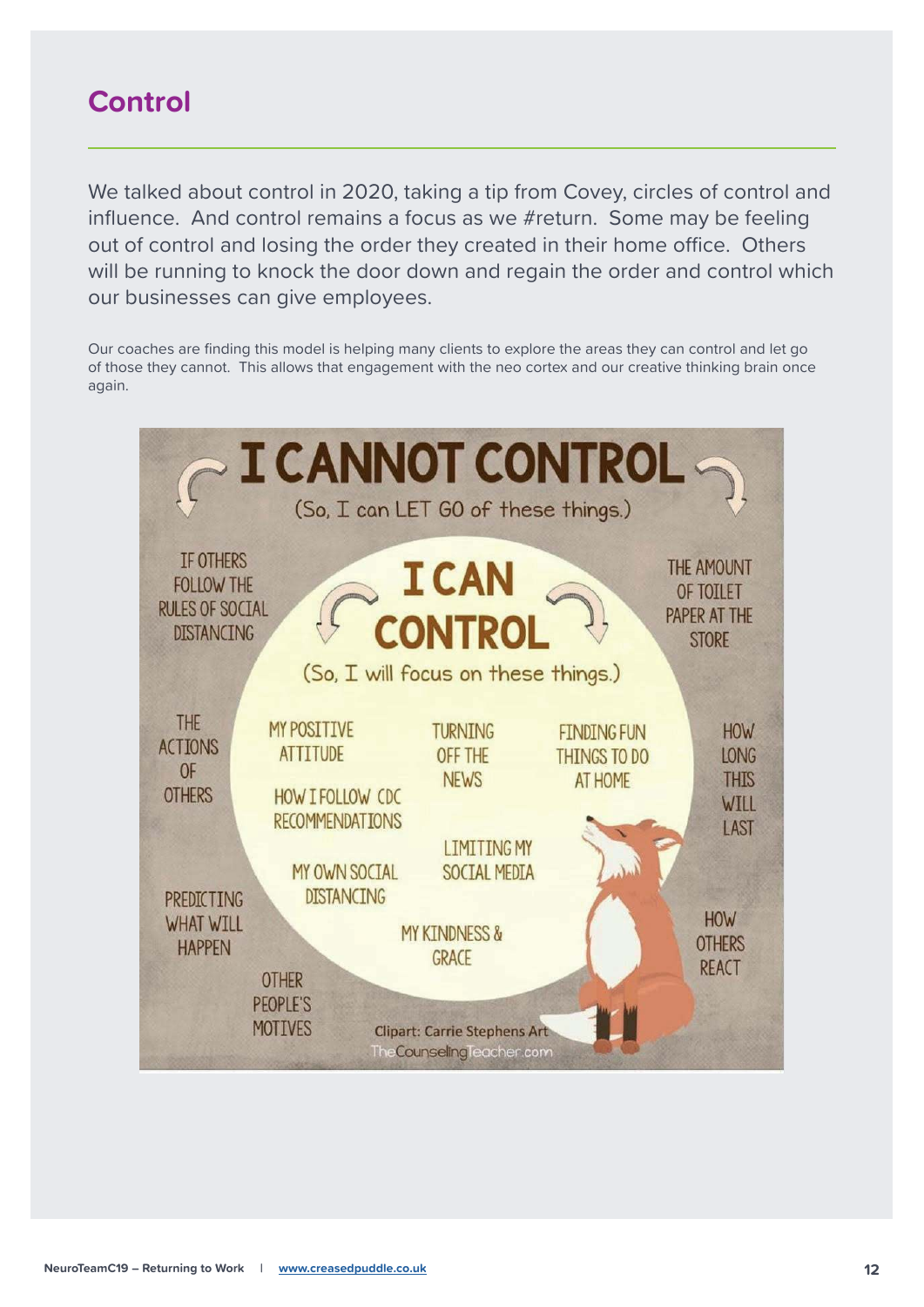## Control

We talked about control in 2020, taking a tip from Covey, circles of control and influence. And control remains a focus as we #return. Some may be feeling out of control and losing the order they created in their home office. Others will be running to knock the door down and regain the order and control which our businesses can give employees.

Our coaches are finding this model is helping many clients to explore the areas they can control and let go of those they cannot. This allows that engagement with the neo cortex and our creative thinking brain once again.

# I CANNOT CONTROL

(So, I can LET GO of these things.)

- IF OTHERS FOLLOW THE RULES OF SOCIAL DISTANCING
- THE AMOUNT OF TOILET PAPER AT THE STORE
- THE ACTIONS OF OTHERS
- HOW LONG THIS WILL LAST
- PREDICTING WHAT WILL HAPPEN
- HOW OTHERS REACT
- OTHER PEOPLE'S MOTIVES

# I CAN CONTROL

(So, I will focus on these things.)

- MY POSITIVE ATTITUDE
- TURNING OFF THE NEWS
- FINDING FUN THINGS TO DO AT HOME
- HOW I FOLLOW CDC RECOMMENDATIONS
- LIMITING MY SOCIAL MEDIA
- MY OWN SOCIAL DISTANCING
- MY KINDNESS & GRACE

Clipart: Carrie Stephens Art
TheCounselingTeacher.com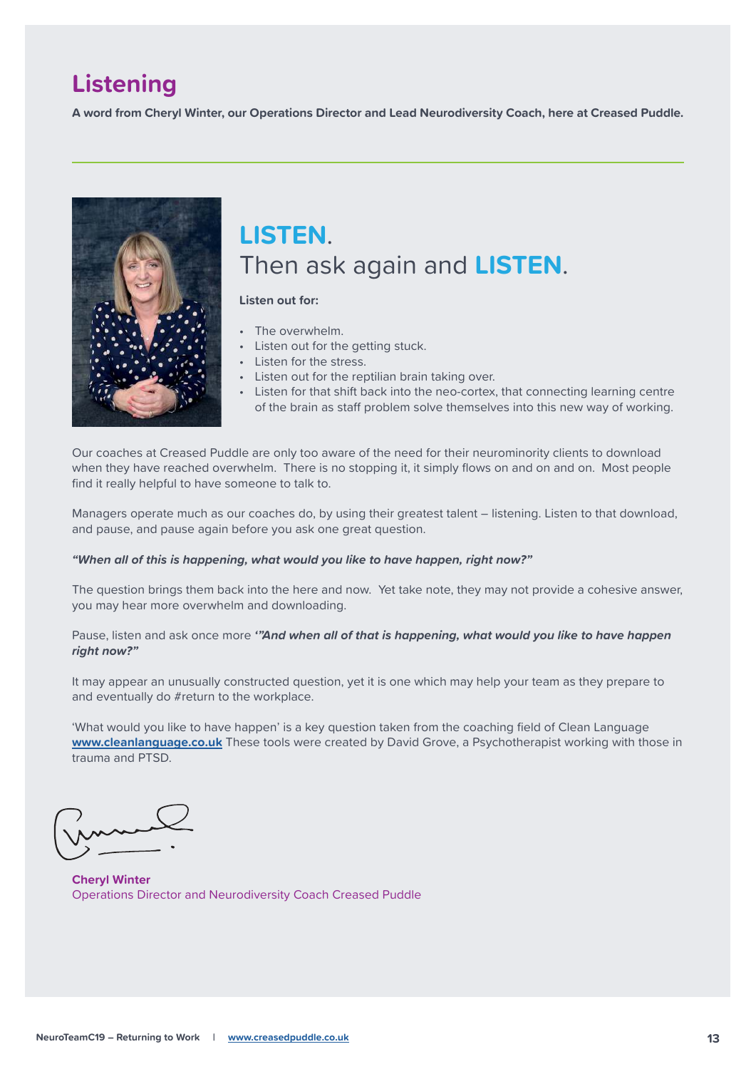# Listening

**A word from Cheryl Winter, our Operations Director and Lead Neurodiversity Coach, here at Creased Puddle.**

## **LISTEN**.
## Then ask again and **LISTEN**.

**Listen out for:**

- The overwhelm.
- Listen out for the getting stuck.
- Listen for the stress.
- Listen out for the reptilian brain taking over.
- Listen for that shift back into the neo-cortex, that connecting learning centre of the brain as staff problem solve themselves into this new way of working.

Our coaches at Creased Puddle are only too aware of the need for their neurominority clients to download when they have reached overwhelm. There is no stopping it, it simply flows on and on and on. Most people find it really helpful to have someone to talk to.

Managers operate much as our coaches do, by using their greatest talent – listening. Listen to that download, and pause, and pause again before you ask one great question.

***"When all of this is happening, what would you like to have happen, right now?"***

The question brings them back into the here and now. Yet take note, they may not provide a cohesive answer, you may hear more overwhelm and downloading.

Pause, listen and ask once more ***'"And when all of that is happening, what would you like to have happen right now?"***

It may appear an unusually constructed question, yet it is one which may help your team as they prepare to and eventually do #return to the workplace.

'What would you like to have happen' is a key question taken from the coaching field of Clean Language **www.cleanlanguage.co.uk** These tools were created by David Grove, a Psychotherapist working with those in trauma and PTSD.

**Cheryl Winter**
Operations Director and Neurodiversity Coach Creased Puddle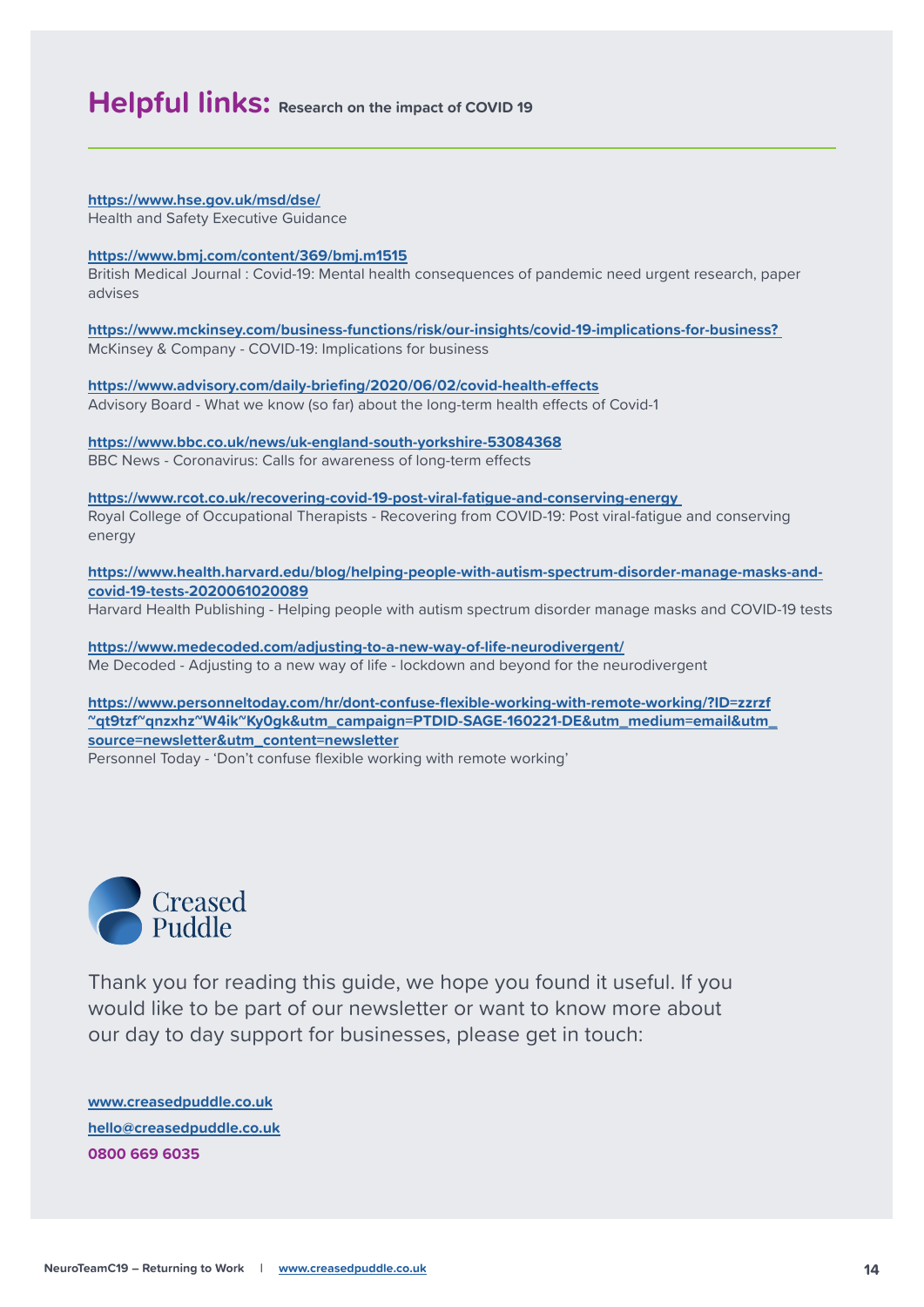## Helpful links: Research on the impact of COVID 19

https://www.hse.gov.uk/msd/dse/
Health and Safety Executive Guidance

https://www.bmj.com/content/369/bmj.m1515
British Medical Journal : Covid-19: Mental health consequences of pandemic need urgent research, paper advises

https://www.mckinsey.com/business-functions/risk/our-insights/covid-19-implications-for-business?
McKinsey & Company - COVID-19: Implications for business

https://www.advisory.com/daily-briefing/2020/06/02/covid-health-effects
Advisory Board - What we know (so far) about the long-term health effects of Covid-1

https://www.bbc.co.uk/news/uk-england-south-yorkshire-53084368
BBC News - Coronavirus: Calls for awareness of long-term effects

https://www.rcot.co.uk/recovering-covid-19-post-viral-fatigue-and-conserving-energy
Royal College of Occupational Therapists - Recovering from COVID-19: Post viral-fatigue and conserving energy

https://www.health.harvard.edu/blog/helping-people-with-autism-spectrum-disorder-manage-masks-and-covid-19-tests-2020061020089
Harvard Health Publishing - Helping people with autism spectrum disorder manage masks and COVID-19 tests

https://www.medecoded.com/adjusting-to-a-new-way-of-life-neurodivergent/
Me Decoded - Adjusting to a new way of life - lockdown and beyond for the neurodivergent

https://www.personneltoday.com/hr/dont-confuse-flexible-working-with-remote-working/?ID=zzrzf~qt9tzf~qnzxhz~W4ik~Ky0gk&utm_campaign=PTDID-SAGE-160221-DE&utm_medium=email&utm_source=newsletter&utm_content=newsletter
Personnel Today - 'Don't confuse flexible working with remote working'

Creased Puddle

Thank you for reading this guide, we hope you found it useful. If you would like to be part of our newsletter or want to know more about our day to day support for businesses, please get in touch:

www.creasedpuddle.co.uk
hello@creasedpuddle.co.uk
**0800 669 6035**